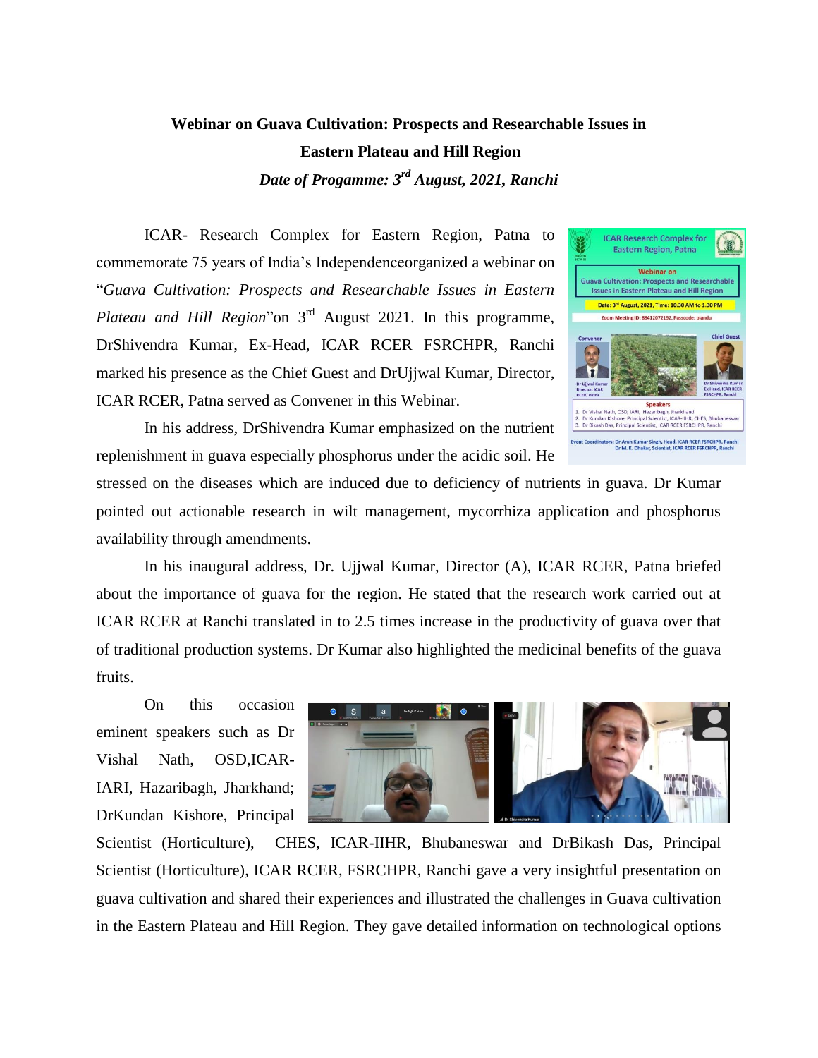**Webinar on Guava Cultivation: Prospects and Researchable Issues in Eastern Plateau and Hill Region**

***Date of Progamme: 3rd August, 2021, Ranchi***

ICAR- Research Complex for Eastern Region, Patna to commemorate 75 years of India's Independenceorganized a webinar on "*Guava Cultivation: Prospects and Researchable Issues in Eastern Plateau and Hill Region*"on 3rd August 2021. In this programme, DrShivendra Kumar, Ex-Head, ICAR RCER FSRCHPR, Ranchi marked his presence as the Chief Guest and DrUjjwal Kumar, Director, ICAR RCER, Patna served as Convener in this Webinar.

In his address, DrShivendra Kumar emphasized on the nutrient replenishment in guava especially phosphorus under the acidic soil. He stressed on the diseases which are induced due to deficiency of nutrients in guava. Dr Kumar pointed out actionable research in wilt management, mycorrhiza application and phosphorus availability through amendments.

In his inaugural address, Dr. Ujjwal Kumar, Director (A), ICAR RCER, Patna briefed about the importance of guava for the region. He stated that the research work carried out at ICAR RCER at Ranchi translated in to 2.5 times increase in the productivity of guava over that of traditional production systems. Dr Kumar also highlighted the medicinal benefits of the guava fruits.

On this occasion eminent speakers such as Dr Vishal Nath, OSD,ICAR-IARI, Hazaribagh, Jharkhand; DrKundan Kishore, Principal Scientist (Horticulture), CHES, ICAR-IIHR, Bhubaneswar and DrBikash Das, Principal Scientist (Horticulture), ICAR RCER, FSRCHPR, Ranchi gave a very insightful presentation on guava cultivation and shared their experiences and illustrated the challenges in Guava cultivation in the Eastern Plateau and Hill Region. They gave detailed information on technological options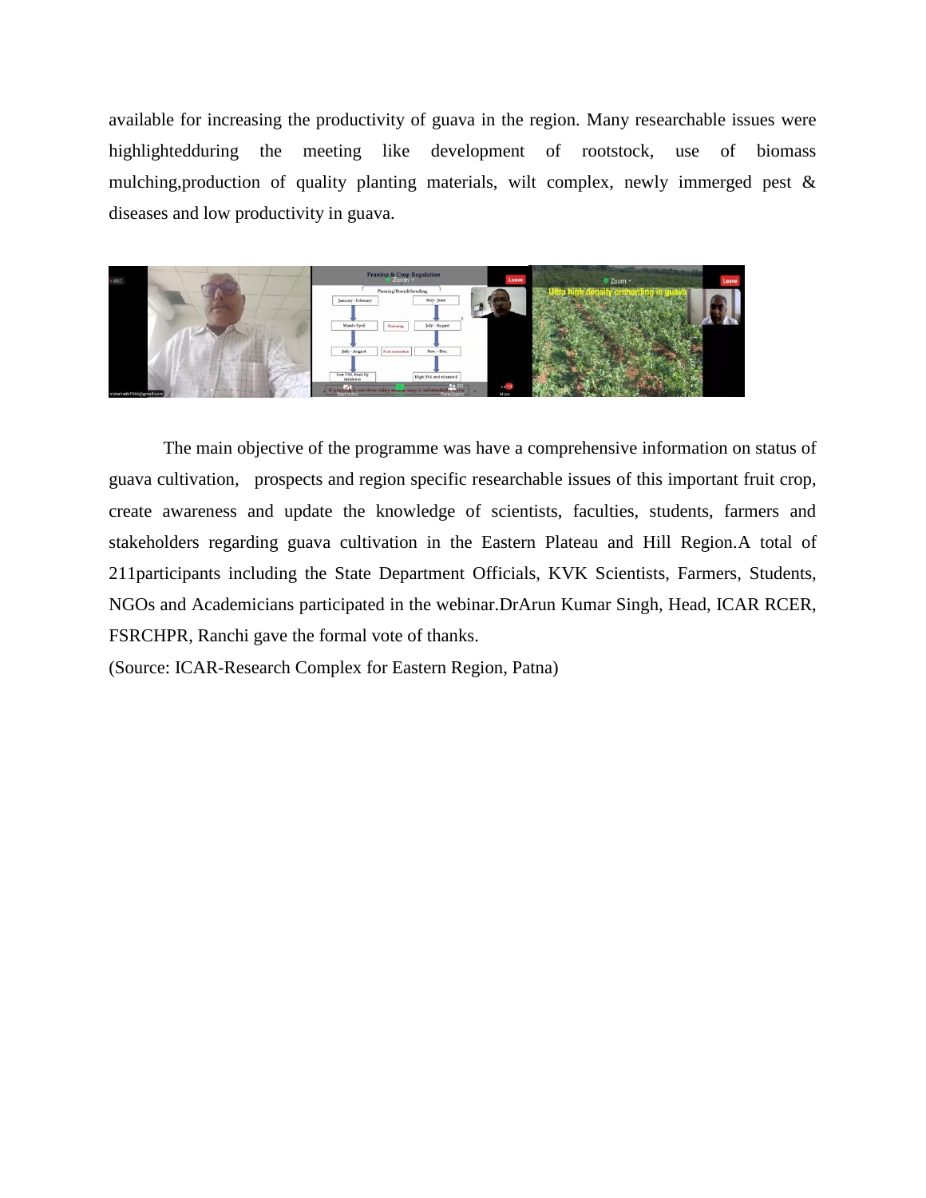available for increasing the productivity of guava in the region. Many researchable issues were highlightedduring the meeting like development of rootstock, use of biomass mulching,production of quality planting materials, wilt complex, newly immerged pest & diseases and low productivity in guava.

The main objective of the programme was have a comprehensive information on status of guava cultivation, prospects and region specific researchable issues of this important fruit crop, create awareness and update the knowledge of scientists, faculties, students, farmers and stakeholders regarding guava cultivation in the Eastern Plateau and Hill Region.A total of 211participants including the State Department Officials, KVK Scientists, Farmers, Students, NGOs and Academicians participated in the webinar.DrArun Kumar Singh, Head, ICAR RCER, FSRCHPR, Ranchi gave the formal vote of thanks.

(Source: ICAR-Research Complex for Eastern Region, Patna)